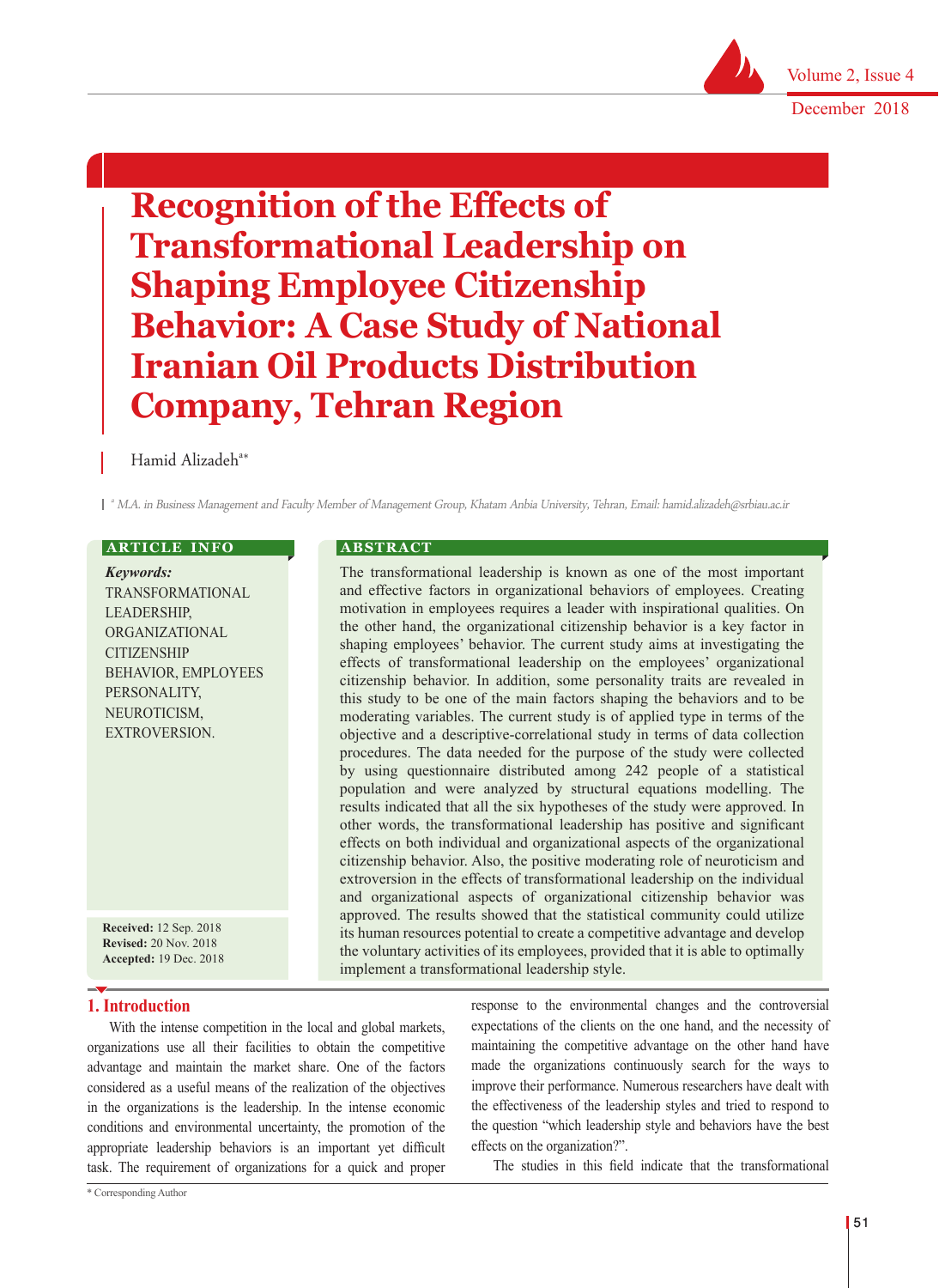# Recognition of the Effects of Transformational Leadership on Shaping Employee Citizenship Behavior: A Case Study of National Iranian Oil Products Distribution Company, Tehran Region

Hamid Alizadeh[a*]

[a] M.A. in Business Management and Faculty Member of Management Group, Khatam Anbia University, Tehran, Email: hamid.alizadeh@srbiau.ac.ir

**ARTICLE INFO**

***Keywords:***
TRANSFORMATIONAL LEADERSHIP, ORGANIZATIONAL CITIZENSHIP BEHAVIOR, EMPLOYEES PERSONALITY, NEUROTICISM, EXTROVERSION.

**Received:** 12 Sep. 2018
**Revised:** 20 Nov. 2018
**Accepted:** 19 Dec. 2018

**ABSTRACT**

The transformational leadership is known as one of the most important and effective factors in organizational behaviors of employees. Creating motivation in employees requires a leader with inspirational qualities. On the other hand, the organizational citizenship behavior is a key factor in shaping employees' behavior. The current study aims at investigating the effects of transformational leadership on the employees' organizational citizenship behavior. In addition, some personality traits are revealed in this study to be one of the main factors shaping the behaviors and to be moderating variables. The current study is of applied type in terms of the objective and a descriptive-correlational study in terms of data collection procedures. The data needed for the purpose of the study were collected by using questionnaire distributed among 242 people of a statistical population and were analyzed by structural equations modelling. The results indicated that all the six hypotheses of the study were approved. In other words, the transformational leadership has positive and significant effects on both individual and organizational aspects of the organizational citizenship behavior. Also, the positive moderating role of neuroticism and extroversion in the effects of transformational leadership on the individual and organizational aspects of organizational citizenship behavior was approved. The results showed that the statistical community could utilize its human resources potential to create a competitive advantage and develop the voluntary activities of its employees, provided that it is able to optimally implement a transformational leadership style.

## 1. Introduction

With the intense competition in the local and global markets, organizations use all their facilities to obtain the competitive advantage and maintain the market share. One of the factors considered as a useful means of the realization of the objectives in the organizations is the leadership. In the intense economic conditions and environmental uncertainty, the promotion of the appropriate leadership behaviors is an important yet difficult task. The requirement of organizations for a quick and proper response to the environmental changes and the controversial expectations of the clients on the one hand, and the necessity of maintaining the competitive advantage on the other hand have made the organizations continuously search for the ways to improve their performance. Numerous researchers have dealt with the effectiveness of the leadership styles and tried to respond to the question "which leadership style and behaviors have the best effects on the organization?".

The studies in this field indicate that the transformational

* Corresponding Author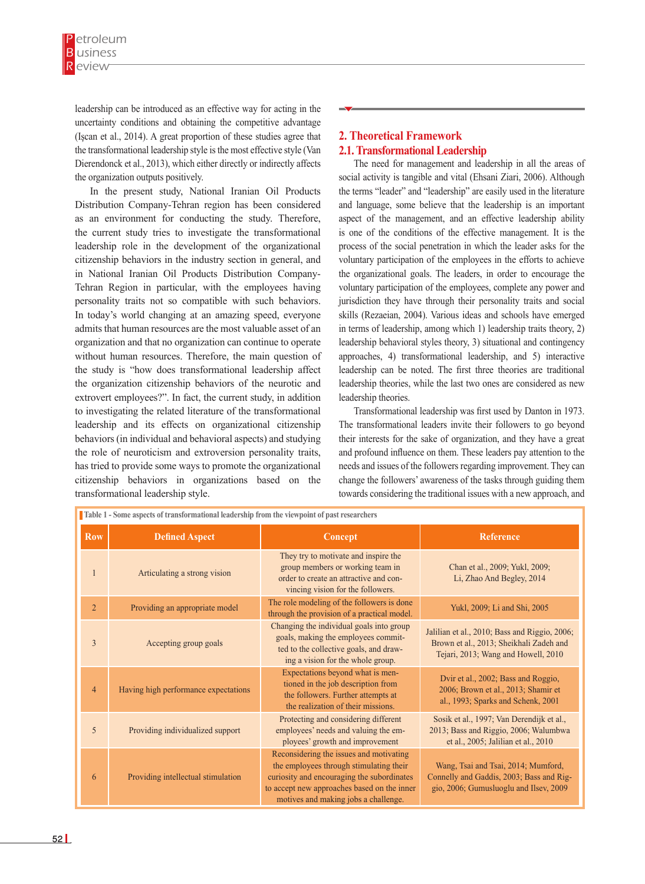leadership can be introduced as an effective way for acting in the uncertainty conditions and obtaining the competitive advantage (Işcan et al., 2014). A great proportion of these studies agree that the transformational leadership style is the most effective style (Van Dierendonck et al., 2013), which either directly or indirectly affects the organization outputs positively.

In the present study, National Iranian Oil Products Distribution Company-Tehran region has been considered as an environment for conducting the study. Therefore, the current study tries to investigate the transformational leadership role in the development of the organizational citizenship behaviors in the industry section in general, and in National Iranian Oil Products Distribution Company-Tehran Region in particular, with the employees having personality traits not so compatible with such behaviors. In today's world changing at an amazing speed, everyone admits that human resources are the most valuable asset of an organization and that no organization can continue to operate without human resources. Therefore, the main question of the study is "how does transformational leadership affect the organization citizenship behaviors of the neurotic and extrovert employees?". In fact, the current study, in addition to investigating the related literature of the transformational leadership and its effects on organizational citizenship behaviors (in individual and behavioral aspects) and studying the role of neuroticism and extroversion personality traits, has tried to provide some ways to promote the organizational citizenship behaviors in organizations based on the transformational leadership style.

## 2. Theoretical Framework

### 2.1. Transformational Leadership

The need for management and leadership in all the areas of social activity is tangible and vital (Ehsani Ziari, 2006). Although the terms "leader" and "leadership" are easily used in the literature and language, some believe that the leadership is an important aspect of the management, and an effective leadership ability is one of the conditions of the effective management. It is the process of the social penetration in which the leader asks for the voluntary participation of the employees in the efforts to achieve the organizational goals. The leaders, in order to encourage the voluntary participation of the employees, complete any power and jurisdiction they have through their personality traits and social skills (Rezaeian, 2004). Various ideas and schools have emerged in terms of leadership, among which 1) leadership traits theory, 2) leadership behavioral styles theory, 3) situational and contingency approaches, 4) transformational leadership, and 5) interactive leadership can be noted. The first three theories are traditional leadership theories, while the last two ones are considered as new leadership theories.

Transformational leadership was first used by Danton in 1973. The transformational leaders invite their followers to go beyond their interests for the sake of organization, and they have a great and profound influence on them. These leaders pay attention to the needs and issues of the followers regarding improvement. They can change the followers' awareness of the tasks through guiding them towards considering the traditional issues with a new approach, and

Table 1 - Some aspects of transformational leadership from the viewpoint of past researchers

| Row | Defined Aspect | Concept | Reference |
|---|---|---|---|
| 1 | Articulating a strong vision | They try to motivate and inspire the group members or working team in order to create an attractive and convincing vision for the followers. | Chan et al., 2009; Yukl, 2009; Li, Zhao And Begley, 2014 |
| 2 | Providing an appropriate model | The role modeling of the followers is done through the provision of a practical model. | Yukl, 2009; Li and Shi, 2005 |
| 3 | Accepting group goals | Changing the individual goals into group goals, making the employees committed to the collective goals, and drawing a vision for the whole group. | Jalilian et al., 2010; Bass and Riggio, 2006; Brown et al., 2013; Sheikhali Zadeh and Tejari, 2013; Wang and Howell, 2010 |
| 4 | Having high performance expectations | Expectations beyond what is mentioned in the job description from the followers. Further attempts at the realization of their missions. | Dvir et al., 2002; Bass and Roggio, 2006; Brown et al., 2013; Shamir et al., 1993; Sparks and Schenk, 2001 |
| 5 | Providing individualized support | Protecting and considering different employees' needs and valuing the employees' growth and improvement | Sosik et al., 1997; Van Derendijk et al., 2013; Bass and Riggio, 2006; Walumbwa et al., 2005; Jalilian et al., 2010 |
| 6 | Providing intellectual stimulation | Reconsidering the issues and motivating the employees through stimulating their curiosity and encouraging the subordinates to accept new approaches based on the inner motives and making jobs a challenge. | Wang, Tsai and Tsai, 2014; Mumford, Connelly and Gaddis, 2003; Bass and Riggio, 2006; Gumusluoglu and Ilsev, 2009 |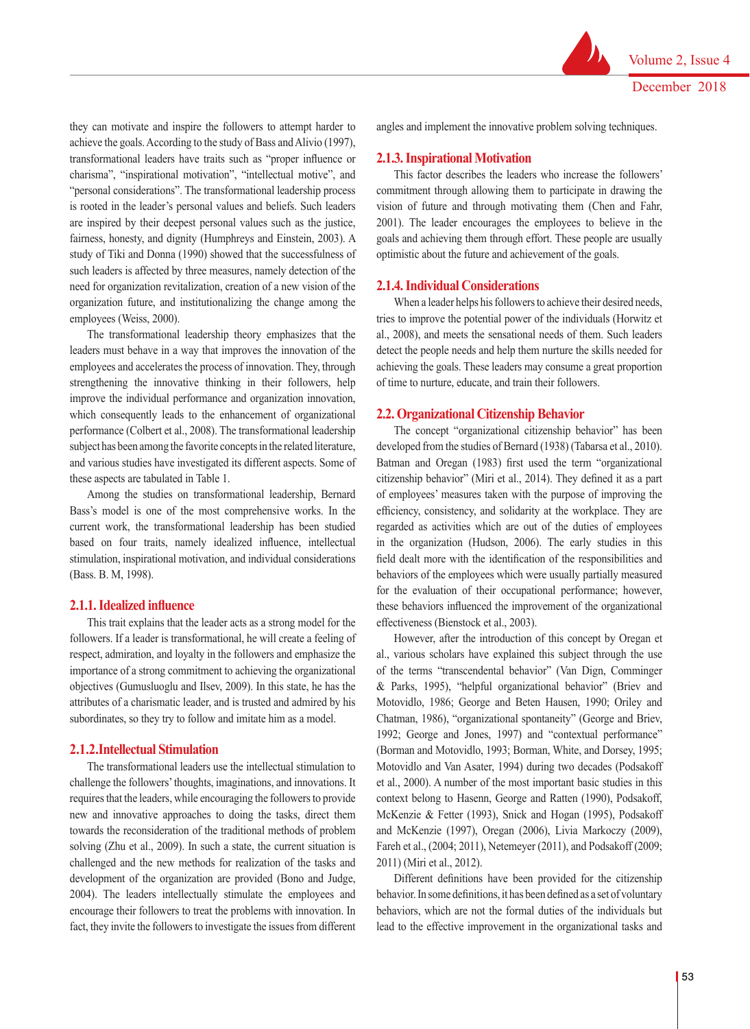they can motivate and inspire the followers to attempt harder to achieve the goals. According to the study of Bass and Alivio (1997), transformational leaders have traits such as "proper influence or charisma", "inspirational motivation", "intellectual motive", and "personal considerations". The transformational leadership process is rooted in the leader's personal values and beliefs. Such leaders are inspired by their deepest personal values such as the justice, fairness, honesty, and dignity (Humphreys and Einstein, 2003). A study of Tiki and Donna (1990) showed that the successfulness of such leaders is affected by three measures, namely detection of the need for organization revitalization, creation of a new vision of the organization future, and institutionalizing the change among the employees (Weiss, 2000).

The transformational leadership theory emphasizes that the leaders must behave in a way that improves the innovation of the employees and accelerates the process of innovation. They, through strengthening the innovative thinking in their followers, help improve the individual performance and organization innovation, which consequently leads to the enhancement of organizational performance (Colbert et al., 2008). The transformational leadership subject has been among the favorite concepts in the related literature, and various studies have investigated its different aspects. Some of these aspects are tabulated in Table 1.

Among the studies on transformational leadership, Bernard Bass's model is one of the most comprehensive works. In the current work, the transformational leadership has been studied based on four traits, namely idealized influence, intellectual stimulation, inspirational motivation, and individual considerations (Bass. B. M, 1998).

### 2.1.1. Idealized influence

This trait explains that the leader acts as a strong model for the followers. If a leader is transformational, he will create a feeling of respect, admiration, and loyalty in the followers and emphasize the importance of a strong commitment to achieving the organizational objectives (Gumusluoglu and Ilsev, 2009). In this state, he has the attributes of a charismatic leader, and is trusted and admired by his subordinates, so they try to follow and imitate him as a model.

### 2.1.2.Intellectual Stimulation

The transformational leaders use the intellectual stimulation to challenge the followers' thoughts, imaginations, and innovations. It requires that the leaders, while encouraging the followers to provide new and innovative approaches to doing the tasks, direct them towards the reconsideration of the traditional methods of problem solving (Zhu et al., 2009). In such a state, the current situation is challenged and the new methods for realization of the tasks and development of the organization are provided (Bono and Judge, 2004). The leaders intellectually stimulate the employees and encourage their followers to treat the problems with innovation. In fact, they invite the followers to investigate the issues from different angles and implement the innovative problem solving techniques.

### 2.1.3. Inspirational Motivation

This factor describes the leaders who increase the followers' commitment through allowing them to participate in drawing the vision of future and through motivating them (Chen and Fahr, 2001). The leader encourages the employees to believe in the goals and achieving them through effort. These people are usually optimistic about the future and achievement of the goals.

### 2.1.4. Individual Considerations

When a leader helps his followers to achieve their desired needs, tries to improve the potential power of the individuals (Horwitz et al., 2008), and meets the sensational needs of them. Such leaders detect the people needs and help them nurture the skills needed for achieving the goals. These leaders may consume a great proportion of time to nurture, educate, and train their followers.

## 2.2. Organizational Citizenship Behavior

The concept "organizational citizenship behavior" has been developed from the studies of Bernard (1938) (Tabarsa et al., 2010). Batman and Oregan (1983) first used the term "organizational citizenship behavior" (Miri et al., 2014). They defined it as a part of employees' measures taken with the purpose of improving the efficiency, consistency, and solidarity at the workplace. They are regarded as activities which are out of the duties of employees in the organization (Hudson, 2006). The early studies in this field dealt more with the identification of the responsibilities and behaviors of the employees which were usually partially measured for the evaluation of their occupational performance; however, these behaviors influenced the improvement of the organizational effectiveness (Bienstock et al., 2003).

However, after the introduction of this concept by Oregan et al., various scholars have explained this subject through the use of the terms "transcendental behavior" (Van Dign, Comminger & Parks, 1995), "helpful organizational behavior" (Briev and Motovidlo, 1986; George and Beten Hausen, 1990; Oriley and Chatman, 1986), "organizational spontaneity" (George and Briev, 1992; George and Jones, 1997) and "contextual performance" (Borman and Motovidlo, 1993; Borman, White, and Dorsey, 1995; Motovidlo and Van Asater, 1994) during two decades (Podsakoff et al., 2000). A number of the most important basic studies in this context belong to Hasenn, George and Ratten (1990), Podsakoff, McKenzie & Fetter (1993), Snick and Hogan (1995), Podsakoff and McKenzie (1997), Oregan (2006), Livia Markoczy (2009), Fareh et al., (2004; 2011), Netemeyer (2011), and Podsakoff (2009; 2011) (Miri et al., 2012).

Different definitions have been provided for the citizenship behavior. In some definitions, it has been defined as a set of voluntary behaviors, which are not the formal duties of the individuals but lead to the effective improvement in the organizational tasks and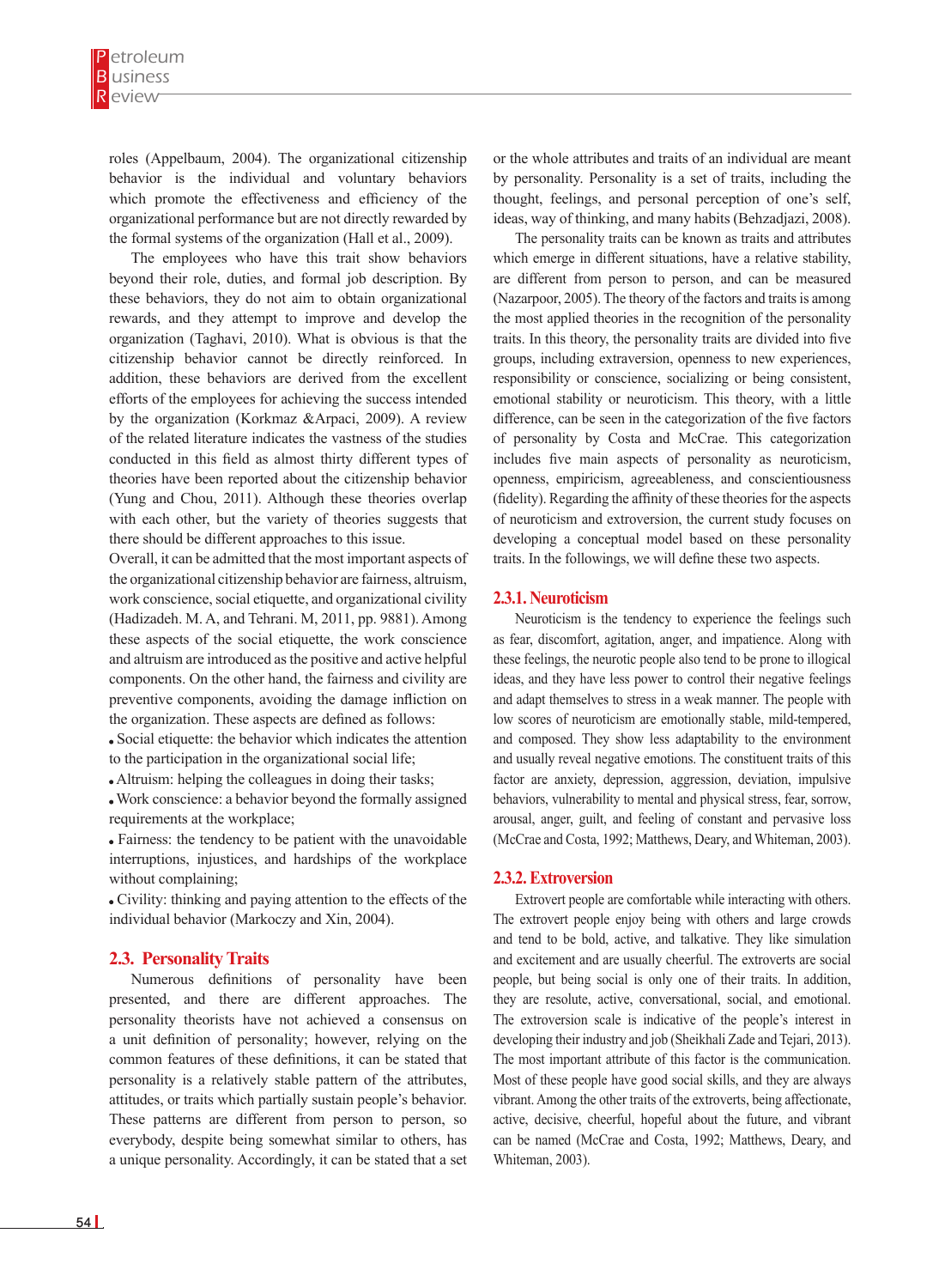roles (Appelbaum, 2004). The organizational citizenship behavior is the individual and voluntary behaviors which promote the effectiveness and efficiency of the organizational performance but are not directly rewarded by the formal systems of the organization (Hall et al., 2009).

The employees who have this trait show behaviors beyond their role, duties, and formal job description. By these behaviors, they do not aim to obtain organizational rewards, and they attempt to improve and develop the organization (Taghavi, 2010). What is obvious is that the citizenship behavior cannot be directly reinforced. In addition, these behaviors are derived from the excellent efforts of the employees for achieving the success intended by the organization (Korkmaz &Arpaci, 2009). A review of the related literature indicates the vastness of the studies conducted in this field as almost thirty different types of theories have been reported about the citizenship behavior (Yung and Chou, 2011). Although these theories overlap with each other, but the variety of theories suggests that there should be different approaches to this issue.

Overall, it can be admitted that the most important aspects of the organizational citizenship behavior are fairness, altruism, work conscience, social etiquette, and organizational civility (Hadizadeh. M. A, and Tehrani. M, 2011, pp. 9881). Among these aspects of the social etiquette, the work conscience and altruism are introduced as the positive and active helpful components. On the other hand, the fairness and civility are preventive components, avoiding the damage infliction on the organization. These aspects are defined as follows:

- Social etiquette: the behavior which indicates the attention to the participation in the organizational social life;
- Altruism: helping the colleagues in doing their tasks;
- Work conscience: a behavior beyond the formally assigned requirements at the workplace;
- Fairness: the tendency to be patient with the unavoidable interruptions, injustices, and hardships of the workplace without complaining;
- Civility: thinking and paying attention to the effects of the individual behavior (Markoczy and Xin, 2004).

## 2.3. Personality Traits

Numerous definitions of personality have been presented, and there are different approaches. The personality theorists have not achieved a consensus on a unit definition of personality; however, relying on the common features of these definitions, it can be stated that personality is a relatively stable pattern of the attributes, attitudes, or traits which partially sustain people's behavior. These patterns are different from person to person, so everybody, despite being somewhat similar to others, has a unique personality. Accordingly, it can be stated that a set or the whole attributes and traits of an individual are meant by personality. Personality is a set of traits, including the thought, feelings, and personal perception of one's self, ideas, way of thinking, and many habits (Behzadjazi, 2008).

The personality traits can be known as traits and attributes which emerge in different situations, have a relative stability, are different from person to person, and can be measured (Nazarpoor, 2005). The theory of the factors and traits is among the most applied theories in the recognition of the personality traits. In this theory, the personality traits are divided into five groups, including extraversion, openness to new experiences, responsibility or conscience, socializing or being consistent, emotional stability or neuroticism. This theory, with a little difference, can be seen in the categorization of the five factors of personality by Costa and McCrae. This categorization includes five main aspects of personality as neuroticism, openness, empiricism, agreeableness, and conscientiousness (fidelity). Regarding the affinity of these theories for the aspects of neuroticism and extroversion, the current study focuses on developing a conceptual model based on these personality traits. In the followings, we will define these two aspects.

### 2.3.1. Neuroticism

Neuroticism is the tendency to experience the feelings such as fear, discomfort, agitation, anger, and impatience. Along with these feelings, the neurotic people also tend to be prone to illogical ideas, and they have less power to control their negative feelings and adapt themselves to stress in a weak manner. The people with low scores of neuroticism are emotionally stable, mild-tempered, and composed. They show less adaptability to the environment and usually reveal negative emotions. The constituent traits of this factor are anxiety, depression, aggression, deviation, impulsive behaviors, vulnerability to mental and physical stress, fear, sorrow, arousal, anger, guilt, and feeling of constant and pervasive loss (McCrae and Costa, 1992; Matthews, Deary, and Whiteman, 2003).

### 2.3.2. Extroversion

Extrovert people are comfortable while interacting with others. The extrovert people enjoy being with others and large crowds and tend to be bold, active, and talkative. They like simulation and excitement and are usually cheerful. The extroverts are social people, but being social is only one of their traits. In addition, they are resolute, active, conversational, social, and emotional. The extroversion scale is indicative of the people's interest in developing their industry and job (Sheikhali Zade and Tejari, 2013). The most important attribute of this factor is the communication. Most of these people have good social skills, and they are always vibrant. Among the other traits of the extroverts, being affectionate, active, decisive, cheerful, hopeful about the future, and vibrant can be named (McCrae and Costa, 1992; Matthews, Deary, and Whiteman, 2003).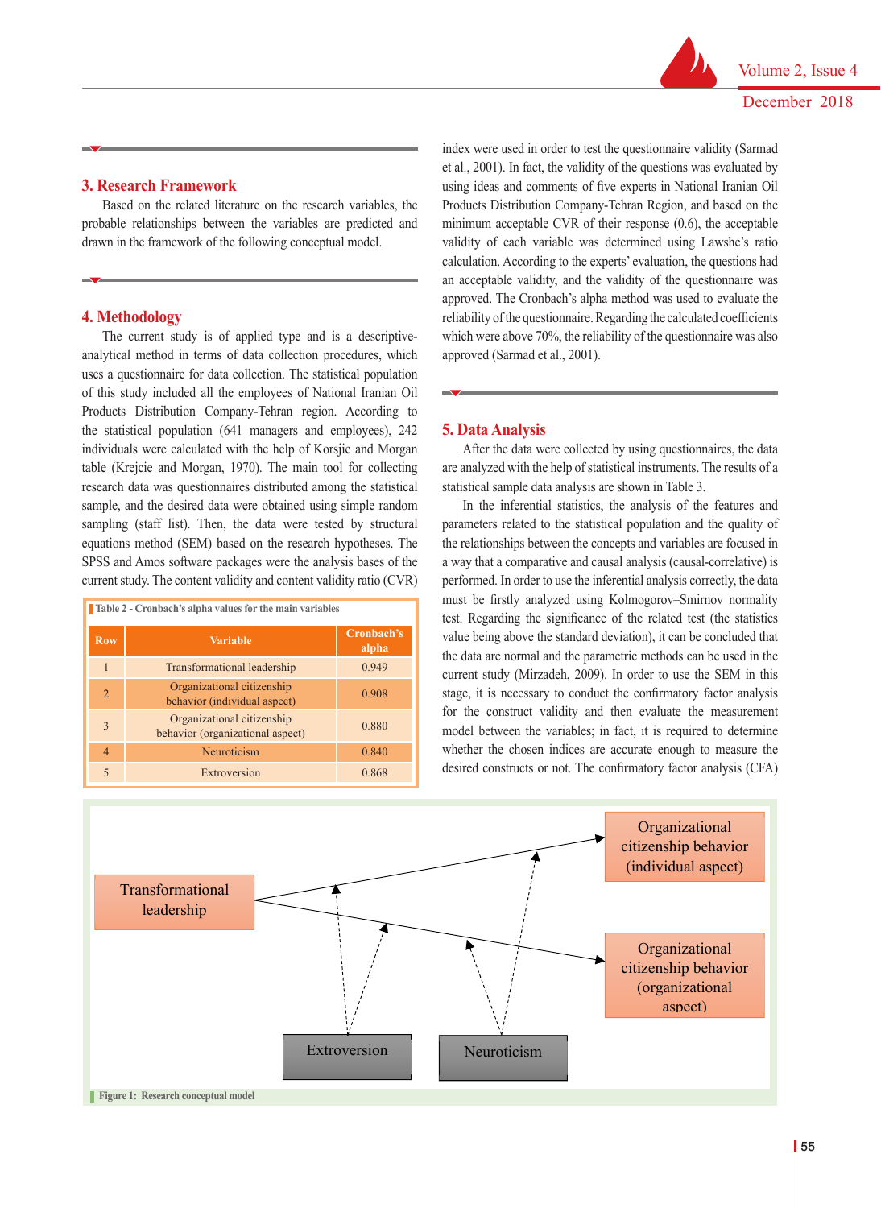## 3. Research Framework

Based on the related literature on the research variables, the probable relationships between the variables are predicted and drawn in the framework of the following conceptual model.

## 4. Methodology

The current study is of applied type and is a descriptive-analytical method in terms of data collection procedures, which uses a questionnaire for data collection. The statistical population of this study included all the employees of National Iranian Oil Products Distribution Company-Tehran region. According to the statistical population (641 managers and employees), 242 individuals were calculated with the help of Korsjie and Morgan table (Krejcie and Morgan, 1970). The main tool for collecting research data was questionnaires distributed among the statistical sample, and the desired data were obtained using simple random sampling (staff list). Then, the data were tested by structural equations method (SEM) based on the research hypotheses. The SPSS and Amos software packages were the analysis bases of the current study. The content validity and content validity ratio (CVR) index were used in order to test the questionnaire validity (Sarmad et al., 2001). In fact, the validity of the questions was evaluated by using ideas and comments of five experts in National Iranian Oil Products Distribution Company-Tehran Region, and based on the minimum acceptable CVR of their response (0.6), the acceptable validity of each variable was determined using Lawshe's ratio calculation. According to the experts' evaluation, the questions had an acceptable validity, and the validity of the questionnaire was approved. The Cronbach's alpha method was used to evaluate the reliability of the questionnaire. Regarding the calculated coefficients which were above 70%, the reliability of the questionnaire was also approved (Sarmad et al., 2001).

Table 2 - Cronbach's alpha values for the main variables

| Row | Variable | Cronbach's alpha |
|---|---|---|
| 1 | Transformational leadership | 0.949 |
| 2 | Organizational citizenship behavior (individual aspect) | 0.908 |
| 3 | Organizational citizenship behavior (organizational aspect) | 0.880 |
| 4 | Neuroticism | 0.840 |
| 5 | Extroversion | 0.868 |

## 5. Data Analysis

After the data were collected by using questionnaires, the data are analyzed with the help of statistical instruments. The results of a statistical sample data analysis are shown in Table 3.

In the inferential statistics, the analysis of the features and parameters related to the statistical population and the quality of the relationships between the concepts and variables are focused in a way that a comparative and causal analysis (causal-correlative) is performed. In order to use the inferential analysis correctly, the data must be firstly analyzed using Kolmogorov–Smirnov normality test. Regarding the significance of the related test (the statistics value being above the standard deviation), it can be concluded that the data are normal and the parametric methods can be used in the current study (Mirzadeh, 2009). In order to use the SEM in this stage, it is necessary to conduct the confirmatory factor analysis for the construct validity and then evaluate the measurement model between the variables; in fact, it is required to determine whether the chosen indices are accurate enough to measure the desired constructs or not. The confirmatory factor analysis (CFA)

Transformational leadership | Organizational citizenship behavior (individual aspect) | Organizational citizenship behavior (organizational aspect) | Extroversion | Neuroticism

Figure 1: Research conceptual model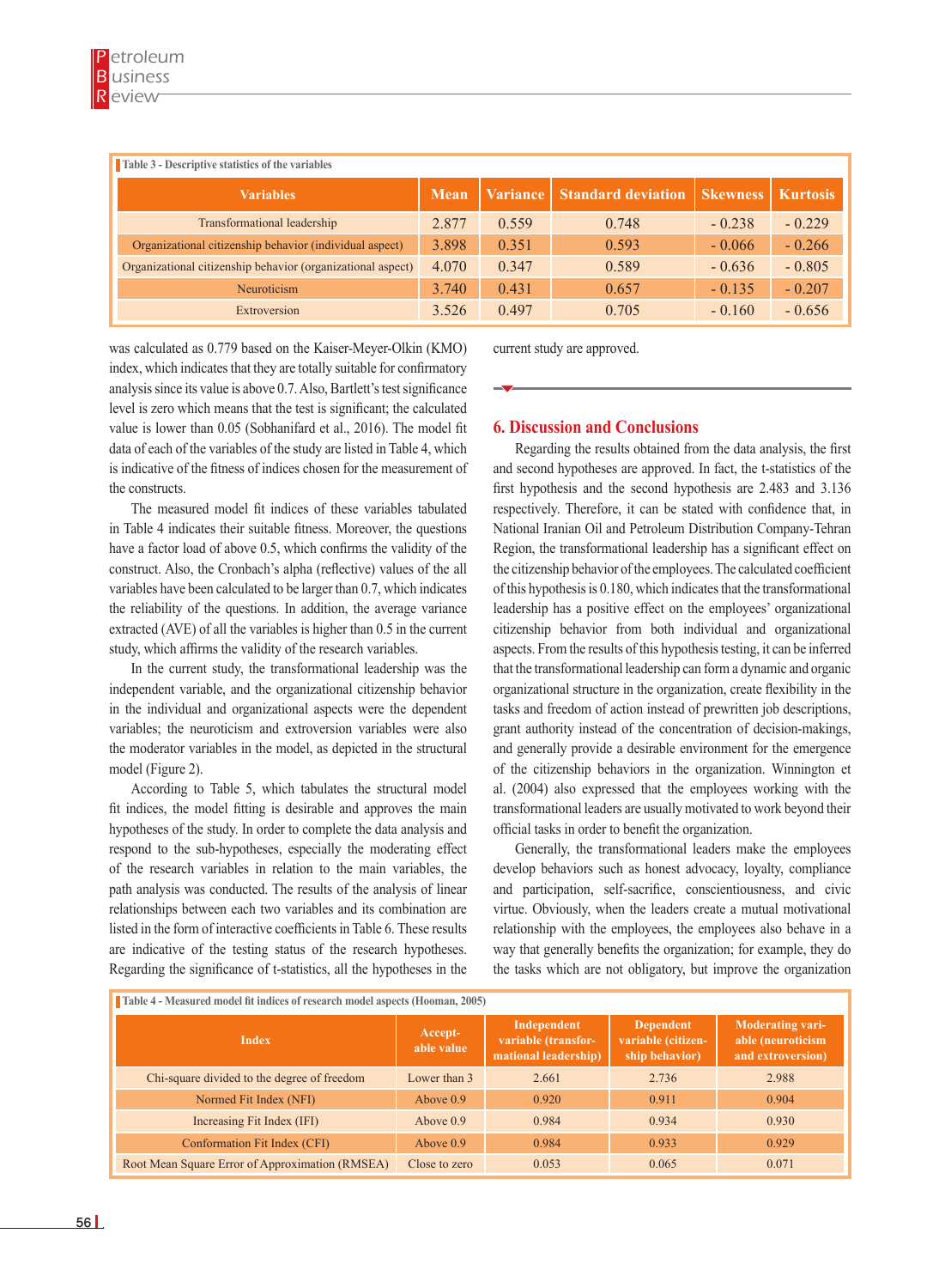Table 3 - Descriptive statistics of the variables

| Variables | Mean | Variance | Standard deviation | Skewness | Kurtosis |
|---|---|---|---|---|---|
| Transformational leadership | 2.877 | 0.559 | 0.748 | - 0.238 | - 0.229 |
| Organizational citizenship behavior (individual aspect) | 3.898 | 0.351 | 0.593 | - 0.066 | - 0.266 |
| Organizational citizenship behavior (organizational aspect) | 4.070 | 0.347 | 0.589 | - 0.636 | - 0.805 |
| Neuroticism | 3.740 | 0.431 | 0.657 | - 0.135 | - 0.207 |
| Extroversion | 3.526 | 0.497 | 0.705 | - 0.160 | - 0.656 |

was calculated as 0.779 based on the Kaiser-Meyer-Olkin (KMO) index, which indicates that they are totally suitable for confirmatory analysis since its value is above 0.7. Also, Bartlett's test significance level is zero which means that the test is significant; the calculated value is lower than 0.05 (Sobhanifard et al., 2016). The model fit data of each of the variables of the study are listed in Table 4, which is indicative of the fitness of indices chosen for the measurement of the constructs.

The measured model fit indices of these variables tabulated in Table 4 indicates their suitable fitness. Moreover, the questions have a factor load of above 0.5, which confirms the validity of the construct. Also, the Cronbach's alpha (reflective) values of the all variables have been calculated to be larger than 0.7, which indicates the reliability of the questions. In addition, the average variance extracted (AVE) of all the variables is higher than 0.5 in the current study, which affirms the validity of the research variables.

In the current study, the transformational leadership was the independent variable, and the organizational citizenship behavior in the individual and organizational aspects were the dependent variables; the neuroticism and extroversion variables were also the moderator variables in the model, as depicted in the structural model (Figure 2).

According to Table 5, which tabulates the structural model fit indices, the model fitting is desirable and approves the main hypotheses of the study. In order to complete the data analysis and respond to the sub-hypotheses, especially the moderating effect of the research variables in relation to the main variables, the path analysis was conducted. The results of the analysis of linear relationships between each two variables and its combination are listed in the form of interactive coefficients in Table 6. These results are indicative of the testing status of the research hypotheses. Regarding the significance of t-statistics, all the hypotheses in the current study are approved.

## 6. Discussion and Conclusions

Regarding the results obtained from the data analysis, the first and second hypotheses are approved. In fact, the t-statistics of the first hypothesis and the second hypothesis are 2.483 and 3.136 respectively. Therefore, it can be stated with confidence that, in National Iranian Oil and Petroleum Distribution Company-Tehran Region, the transformational leadership has a significant effect on the citizenship behavior of the employees. The calculated coefficient of this hypothesis is 0.180, which indicates that the transformational leadership has a positive effect on the employees' organizational citizenship behavior from both individual and organizational aspects. From the results of this hypothesis testing, it can be inferred that the transformational leadership can form a dynamic and organic organizational structure in the organization, create flexibility in the tasks and freedom of action instead of prewritten job descriptions, grant authority instead of the concentration of decision-makings, and generally provide a desirable environment for the emergence of the citizenship behaviors in the organization. Winnington et al. (2004) also expressed that the employees working with the transformational leaders are usually motivated to work beyond their official tasks in order to benefit the organization.

Generally, the transformational leaders make the employees develop behaviors such as honest advocacy, loyalty, compliance and participation, self-sacrifice, conscientiousness, and civic virtue. Obviously, when the leaders create a mutual motivational relationship with the employees, the employees also behave in a way that generally benefits the organization; for example, they do the tasks which are not obligatory, but improve the organization

Table 4 - Measured model fit indices of research model aspects (Hooman, 2005)

| Index | Acceptable value | Independent variable (transformational leadership) | Dependent variable (citizenship behavior) | Moderating variable (neuroticism and extroversion) |
|---|---|---|---|---|
| Chi-square divided to the degree of freedom | Lower than 3 | 2.661 | 2.736 | 2.988 |
| Normed Fit Index (NFI) | Above 0.9 | 0.920 | 0.911 | 0.904 |
| Increasing Fit Index (IFI) | Above 0.9 | 0.984 | 0.934 | 0.930 |
| Conformation Fit Index (CFI) | Above 0.9 | 0.984 | 0.933 | 0.929 |
| Root Mean Square Error of Approximation (RMSEA) | Close to zero | 0.053 | 0.065 | 0.071 |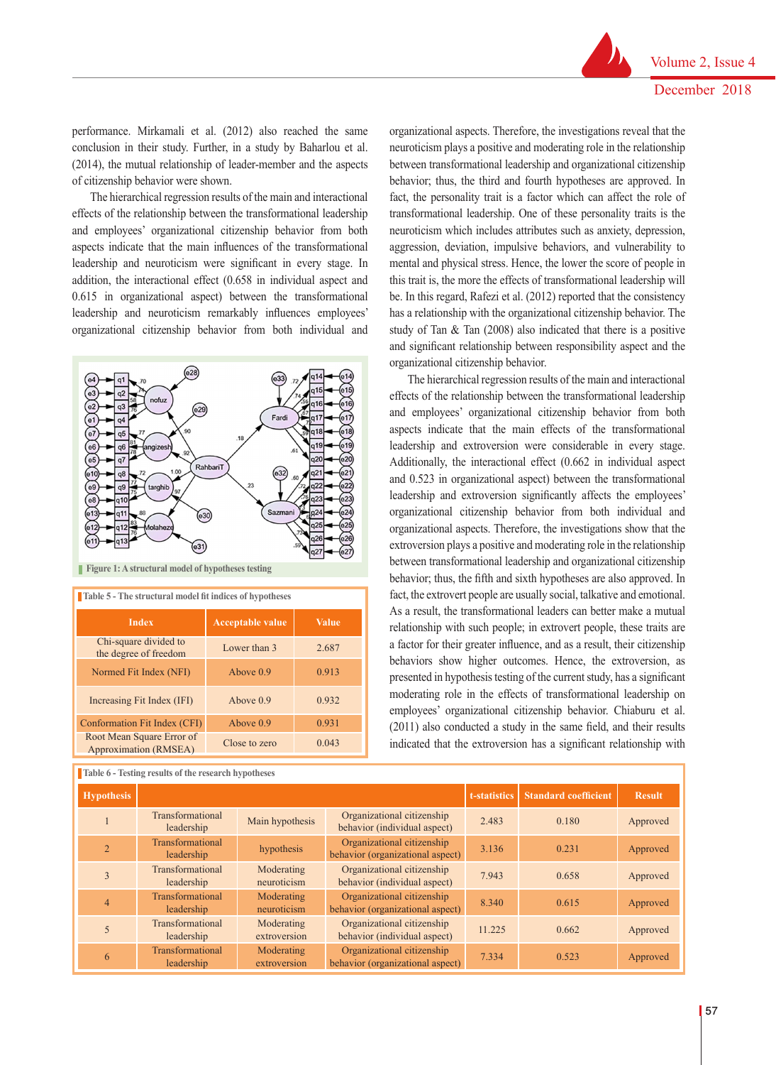performance. Mirkamali et al. (2012) also reached the same conclusion in their study. Further, in a study by Baharlou et al. (2014), the mutual relationship of leader-member and the aspects of citizenship behavior were shown.

The hierarchical regression results of the main and interactional effects of the relationship between the transformational leadership and employees' organizational citizenship behavior from both aspects indicate that the main influences of the transformational leadership and neuroticism were significant in every stage. In addition, the interactional effect (0.658 in individual aspect and 0.615 in organizational aspect) between the transformational leadership and neuroticism remarkably influences employees' organizational citizenship behavior from both individual and organizational aspects. Therefore, the investigations reveal that the neuroticism plays a positive and moderating role in the relationship between transformational leadership and organizational citizenship behavior; thus, the third and fourth hypotheses are approved. In fact, the personality trait is a factor which can affect the role of transformational leadership. One of these personality traits is the neuroticism which includes attributes such as anxiety, depression, aggression, deviation, impulsive behaviors, and vulnerability to mental and physical stress. Hence, the lower the score of people in this trait is, the more the effects of transformational leadership will be. In this regard, Rafezi et al. (2012) reported that the consistency has a relationship with the organizational citizenship behavior. The study of Tan & Tan (2008) also indicated that there is a positive and significant relationship between responsibility aspect and the organizational citizenship behavior.

Figure 1: A structural model of hypotheses testing

Table 5 - The structural model fit indices of hypotheses

| Index | Acceptable value | Value |
|---|---|---|
| Chi-square divided to the degree of freedom | Lower than 3 | 2.687 |
| Normed Fit Index (NFI) | Above 0.9 | 0.913 |
| Increasing Fit Index (IFI) | Above 0.9 | 0.932 |
| Conformation Fit Index (CFI) | Above 0.9 | 0.931 |
| Root Mean Square Error of Approximation (RMSEA) | Close to zero | 0.043 |

The hierarchical regression results of the main and interactional effects of the relationship between the transformational leadership and employees' organizational citizenship behavior from both aspects indicate that the main effects of the transformational leadership and extroversion were considerable in every stage. Additionally, the interactional effect (0.662 in individual aspect and 0.523 in organizational aspect) between the transformational leadership and extroversion significantly affects the employees' organizational citizenship behavior from both individual and organizational aspects. Therefore, the investigations show that the extroversion plays a positive and moderating role in the relationship between transformational leadership and organizational citizenship behavior; thus, the fifth and sixth hypotheses are also approved. In fact, the extrovert people are usually social, talkative and emotional. As a result, the transformational leaders can better make a mutual relationship with such people; in extrovert people, these traits are a factor for their greater influence, and as a result, their citizenship behaviors show higher outcomes. Hence, the extroversion, as presented in hypothesis testing of the current study, has a significant moderating role in the effects of transformational leadership on employees' organizational citizenship behavior. Chiaburu et al. (2011) also conducted a study in the same field, and their results indicated that the extroversion has a significant relationship with

Table 6 - Testing results of the research hypotheses

| Hypothesis | | | | t-statistics | Standard coefficient | Result |
|---|---|---|---|---|---|---|
| 1 | Transformational leadership | Main hypothesis | Organizational citizenship behavior (individual aspect) | 2.483 | 0.180 | Approved |
| 2 | Transformational leadership | hypothesis | Organizational citizenship behavior (organizational aspect) | 3.136 | 0.231 | Approved |
| 3 | Transformational leadership | Moderating neuroticism | Organizational citizenship behavior (individual aspect) | 7.943 | 0.658 | Approved |
| 4 | Transformational leadership | Moderating neuroticism | Organizational citizenship behavior (organizational aspect) | 8.340 | 0.615 | Approved |
| 5 | Transformational leadership | Moderating extroversion | Organizational citizenship behavior (individual aspect) | 11.225 | 0.662 | Approved |
| 6 | Transformational leadership | Moderating extroversion | Organizational citizenship behavior (organizational aspect) | 7.334 | 0.523 | Approved |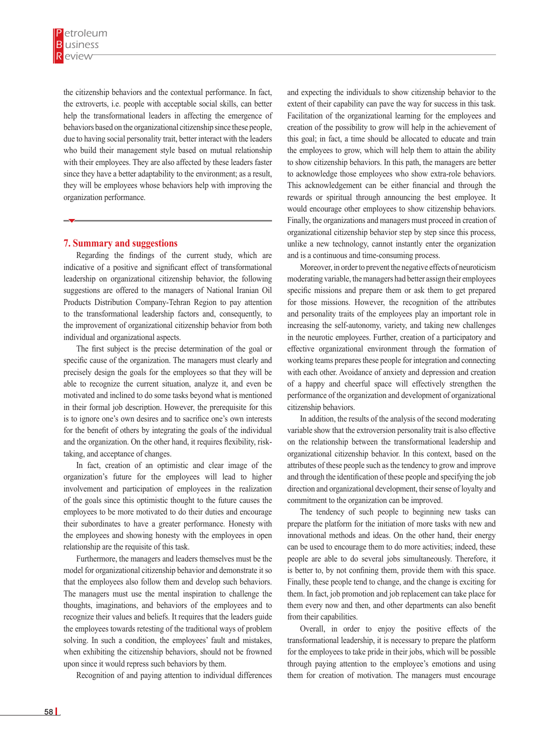the citizenship behaviors and the contextual performance. In fact, the extroverts, i.e. people with acceptable social skills, can better help the transformational leaders in affecting the emergence of behaviors based on the organizational citizenship since these people, due to having social personality trait, better interact with the leaders who build their management style based on mutual relationship with their employees. They are also affected by these leaders faster since they have a better adaptability to the environment; as a result, they will be employees whose behaviors help with improving the organization performance.

## 7. Summary and suggestions

Regarding the findings of the current study, which are indicative of a positive and significant effect of transformational leadership on organizational citizenship behavior, the following suggestions are offered to the managers of National Iranian Oil Products Distribution Company-Tehran Region to pay attention to the transformational leadership factors and, consequently, to the improvement of organizational citizenship behavior from both individual and organizational aspects.

The first subject is the precise determination of the goal or specific cause of the organization. The managers must clearly and precisely design the goals for the employees so that they will be able to recognize the current situation, analyze it, and even be motivated and inclined to do some tasks beyond what is mentioned in their formal job description. However, the prerequisite for this is to ignore one's own desires and to sacrifice one's own interests for the benefit of others by integrating the goals of the individual and the organization. On the other hand, it requires flexibility, risk-taking, and acceptance of changes.

In fact, creation of an optimistic and clear image of the organization's future for the employees will lead to higher involvement and participation of employees in the realization of the goals since this optimistic thought to the future causes the employees to be more motivated to do their duties and encourage their subordinates to have a greater performance. Honesty with the employees and showing honesty with the employees in open relationship are the requisite of this task.

Furthermore, the managers and leaders themselves must be the model for organizational citizenship behavior and demonstrate it so that the employees also follow them and develop such behaviors. The managers must use the mental inspiration to challenge the thoughts, imaginations, and behaviors of the employees and to recognize their values and beliefs. It requires that the leaders guide the employees towards retesting of the traditional ways of problem solving. In such a condition, the employees' fault and mistakes, when exhibiting the citizenship behaviors, should not be frowned upon since it would repress such behaviors by them.

Recognition of and paying attention to individual differences and expecting the individuals to show citizenship behavior to the extent of their capability can pave the way for success in this task. Facilitation of the organizational learning for the employees and creation of the possibility to grow will help in the achievement of this goal; in fact, a time should be allocated to educate and train the employees to grow, which will help them to attain the ability to show citizenship behaviors. In this path, the managers are better to acknowledge those employees who show extra-role behaviors. This acknowledgement can be either financial and through the rewards or spiritual through announcing the best employee. It would encourage other employees to show citizenship behaviors. Finally, the organizations and managers must proceed in creation of organizational citizenship behavior step by step since this process, unlike a new technology, cannot instantly enter the organization and is a continuous and time-consuming process.

Moreover, in order to prevent the negative effects of neuroticism moderating variable, the managers had better assign their employees specific missions and prepare them or ask them to get prepared for those missions. However, the recognition of the attributes and personality traits of the employees play an important role in increasing the self-autonomy, variety, and taking new challenges in the neurotic employees. Further, creation of a participatory and effective organizational environment through the formation of working teams prepares these people for integration and connecting with each other. Avoidance of anxiety and depression and creation of a happy and cheerful space will effectively strengthen the performance of the organization and development of organizational citizenship behaviors.

In addition, the results of the analysis of the second moderating variable show that the extroversion personality trait is also effective on the relationship between the transformational leadership and organizational citizenship behavior. In this context, based on the attributes of these people such as the tendency to grow and improve and through the identification of these people and specifying the job direction and organizational development, their sense of loyalty and commitment to the organization can be improved.

The tendency of such people to beginning new tasks can prepare the platform for the initiation of more tasks with new and innovational methods and ideas. On the other hand, their energy can be used to encourage them to do more activities; indeed, these people are able to do several jobs simultaneously. Therefore, it is better to, by not confining them, provide them with this space. Finally, these people tend to change, and the change is exciting for them. In fact, job promotion and job replacement can take place for them every now and then, and other departments can also benefit from their capabilities.

Overall, in order to enjoy the positive effects of the transformational leadership, it is necessary to prepare the platform for the employees to take pride in their jobs, which will be possible through paying attention to the employee's emotions and using them for creation of motivation. The managers must encourage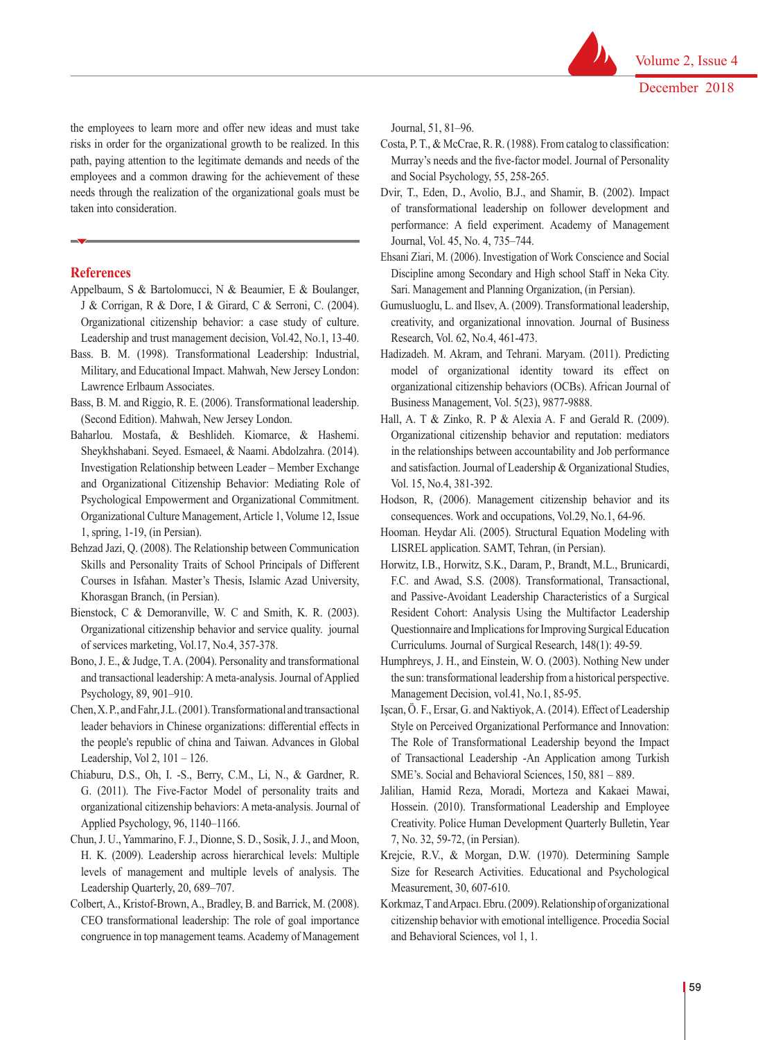the employees to learn more and offer new ideas and must take risks in order for the organizational growth to be realized. In this path, paying attention to the legitimate demands and needs of the employees and a common drawing for the achievement of these needs through the realization of the organizational goals must be taken into consideration.

## References

Appelbaum, S & Bartolomucci, N & Beaumier, E & Boulanger, J & Corrigan, R & Dore, I & Girard, C & Serroni, C. (2004). Organizational citizenship behavior: a case study of culture. Leadership and trust management decision, Vol.42, No.1, 13-40.

Bass. B. M. (1998). Transformational Leadership: Industrial, Military, and Educational Impact. Mahwah, New Jersey London: Lawrence Erlbaum Associates.

Bass, B. M. and Riggio, R. E. (2006). Transformational leadership. (Second Edition). Mahwah, New Jersey London.

Baharlou. Mostafa, & Beshlideh. Kiomarce, & Hashemi. Sheykhshabani. Seyed. Esmaeel, & Naami. Abdolzahra. (2014). Investigation Relationship between Leader – Member Exchange and Organizational Citizenship Behavior: Mediating Role of Psychological Empowerment and Organizational Commitment. Organizational Culture Management, Article 1, Volume 12, Issue 1, spring, 1-19, (in Persian).

Behzad Jazi, Q. (2008). The Relationship between Communication Skills and Personality Traits of School Principals of Different Courses in Isfahan. Master's Thesis, Islamic Azad University, Khorasgan Branch, (in Persian).

Bienstock, C & Demoranville, W. C and Smith, K. R. (2003). Organizational citizenship behavior and service quality. journal of services marketing, Vol.17, No.4, 357-378.

Bono, J. E., & Judge, T. A. (2004). Personality and transformational and transactional leadership: A meta-analysis. Journal of Applied Psychology, 89, 901–910.

Chen, X. P., and Fahr, J.L. (2001). Transformational and transactional leader behaviors in Chinese organizations: differential effects in the people's republic of china and Taiwan. Advances in Global Leadership, Vol 2, 101 – 126.

Chiaburu, D.S., Oh, I. -S., Berry, C.M., Li, N., & Gardner, R. G. (2011). The Five-Factor Model of personality traits and organizational citizenship behaviors: A meta-analysis. Journal of Applied Psychology, 96, 1140–1166.

Chun, J. U., Yammarino, F. J., Dionne, S. D., Sosik, J. J., and Moon, H. K. (2009). Leadership across hierarchical levels: Multiple levels of management and multiple levels of analysis. The Leadership Quarterly, 20, 689–707.

Colbert, A., Kristof-Brown, A., Bradley, B. and Barrick, M. (2008). CEO transformational leadership: The role of goal importance congruence in top management teams. Academy of Management Journal, 51, 81–96.

Costa, P. T., & McCrae, R. R. (1988). From catalog to classification: Murray's needs and the five-factor model. Journal of Personality and Social Psychology, 55, 258-265.

Dvir, T., Eden, D., Avolio, B.J., and Shamir, B. (2002). Impact of transformational leadership on follower development and performance: A field experiment. Academy of Management Journal, Vol. 45, No. 4, 735–744.

Ehsani Ziari, M. (2006). Investigation of Work Conscience and Social Discipline among Secondary and High school Staff in Neka City. Sari. Management and Planning Organization, (in Persian).

Gumusluoglu, L. and Ilsev, A. (2009). Transformational leadership, creativity, and organizational innovation. Journal of Business Research, Vol. 62, No.4, 461-473.

Hadizadeh. M. Akram, and Tehrani. Maryam. (2011). Predicting model of organizational identity toward its effect on organizational citizenship behaviors (OCBs). African Journal of Business Management, Vol. 5(23), 9877-9888.

Hall, A. T & Zinko, R. P & Alexia A. F and Gerald R. (2009). Organizational citizenship behavior and reputation: mediators in the relationships between accountability and Job performance and satisfaction. Journal of Leadership & Organizational Studies, Vol. 15, No.4, 381-392.

Hodson, R, (2006). Management citizenship behavior and its consequences. Work and occupations, Vol.29, No.1, 64-96.

Hooman. Heydar Ali. (2005). Structural Equation Modeling with LISREL application. SAMT, Tehran, (in Persian).

Horwitz, I.B., Horwitz, S.K., Daram, P., Brandt, M.L., Brunicardi, F.C. and Awad, S.S. (2008). Transformational, Transactional, and Passive-Avoidant Leadership Characteristics of a Surgical Resident Cohort: Analysis Using the Multifactor Leadership Questionnaire and Implications for Improving Surgical Education Curriculums. Journal of Surgical Research, 148(1): 49-59.

Humphreys, J. H., and Einstein, W. O. (2003). Nothing New under the sun: transformational leadership from a historical perspective. Management Decision, vol.41, No.1, 85-95.

Işcan, Ö. F., Ersar, G. and Naktiyok, A. (2014). Effect of Leadership Style on Perceived Organizational Performance and Innovation: The Role of Transformational Leadership beyond the Impact of Transactional Leadership -An Application among Turkish SME's. Social and Behavioral Sciences, 150, 881 – 889.

Jalilian, Hamid Reza, Moradi, Morteza and Kakaei Mawai, Hossein. (2010). Transformational Leadership and Employee Creativity. Police Human Development Quarterly Bulletin, Year 7, No. 32, 59-72, (in Persian).

Krejcie, R.V., & Morgan, D.W. (1970). Determining Sample Size for Research Activities. Educational and Psychological Measurement, 30, 607-610.

Korkmaz, T and Arpacı. Ebru. (2009). Relationship of organizational citizenship behavior with emotional intelligence. Procedia Social and Behavioral Sciences, vol 1, 1.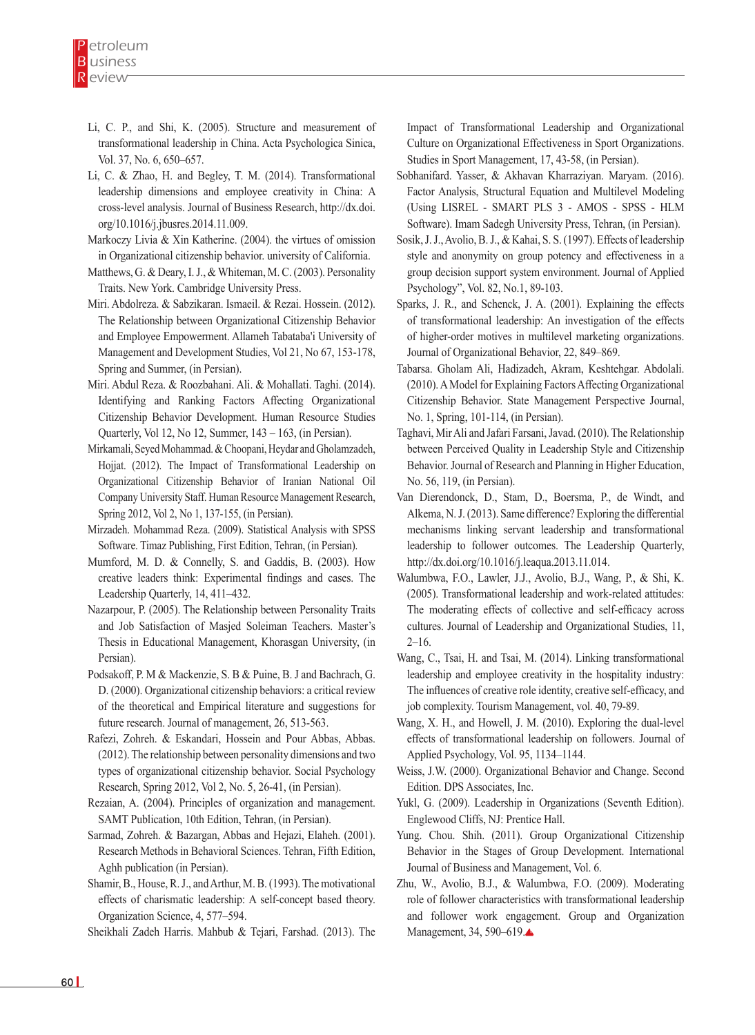Li, C. P., and Shi, K. (2005). Structure and measurement of transformational leadership in China. Acta Psychologica Sinica, Vol. 37, No. 6, 650–657.

Li, C. & Zhao, H. and Begley, T. M. (2014). Transformational leadership dimensions and employee creativity in China: A cross-level analysis. Journal of Business Research, http://dx.doi.org/10.1016/j.jbusres.2014.11.009.

Markoczy Livia & Xin Katherine. (2004). the virtues of omission in Organizational citizenship behavior. university of California.

Matthews, G. & Deary, I. J., & Whiteman, M. C. (2003). Personality Traits. New York. Cambridge University Press.

Miri. Abdolreza. & Sabzikaran. Ismaeil. & Rezai. Hossein. (2012). The Relationship between Organizational Citizenship Behavior and Employee Empowerment. Allameh Tabataba'i University of Management and Development Studies, Vol 21, No 67, 153-178, Spring and Summer, (in Persian).

Miri. Abdul Reza. & Roozbahani. Ali. & Mohallati. Taghi. (2014). Identifying and Ranking Factors Affecting Organizational Citizenship Behavior Development. Human Resource Studies Quarterly, Vol 12, No 12, Summer, 143 – 163, (in Persian).

Mirkamali, Seyed Mohammad. & Choopani, Heydar and Gholamzadeh, Hojjat. (2012). The Impact of Transformational Leadership on Organizational Citizenship Behavior of Iranian National Oil Company University Staff. Human Resource Management Research, Spring 2012, Vol 2, No 1, 137-155, (in Persian).

Mirzadeh. Mohammad Reza. (2009). Statistical Analysis with SPSS Software. Timaz Publishing, First Edition, Tehran, (in Persian).

Mumford, M. D. & Connelly, S. and Gaddis, B. (2003). How creative leaders think: Experimental findings and cases. The Leadership Quarterly, 14, 411–432.

Nazarpour, P. (2005). The Relationship between Personality Traits and Job Satisfaction of Masjed Soleiman Teachers. Master's Thesis in Educational Management, Khorasgan University, (in Persian).

Podsakoff, P. M & Mackenzie, S. B & Puine, B. J and Bachrach, G. D. (2000). Organizational citizenship behaviors: a critical review of the theoretical and Empirical literature and suggestions for future research. Journal of management, 26, 513-563.

Rafezi, Zohreh. & Eskandari, Hossein and Pour Abbas, Abbas. (2012). The relationship between personality dimensions and two types of organizational citizenship behavior. Social Psychology Research, Spring 2012, Vol 2, No. 5, 26-41, (in Persian).

Rezaian, A. (2004). Principles of organization and management. SAMT Publication, 10th Edition, Tehran, (in Persian).

Sarmad, Zohreh. & Bazargan, Abbas and Hejazi, Elaheh. (2001). Research Methods in Behavioral Sciences. Tehran, Fifth Edition, Aghh publication (in Persian).

Shamir, B., House, R. J., and Arthur, M. B. (1993). The motivational effects of charismatic leadership: A self-concept based theory. Organization Science, 4, 577–594.

Sheikhali Zadeh Harris. Mahbub & Tejari, Farshad. (2013). The Impact of Transformational Leadership and Organizational Culture on Organizational Effectiveness in Sport Organizations. Studies in Sport Management, 17, 43-58, (in Persian).

Sobhanifard. Yasser, & Akhavan Kharraziyan. Maryam. (2016). Factor Analysis, Structural Equation and Multilevel Modeling (Using LISREL - SMART PLS 3 - AMOS - SPSS - HLM Software). Imam Sadegh University Press, Tehran, (in Persian).

Sosik, J. J., Avolio, B. J., & Kahai, S. S. (1997). Effects of leadership style and anonymity on group potency and effectiveness in a group decision support system environment. Journal of Applied Psychology", Vol. 82, No.1, 89-103.

Sparks, J. R., and Schenck, J. A. (2001). Explaining the effects of transformational leadership: An investigation of the effects of higher-order motives in multilevel marketing organizations. Journal of Organizational Behavior, 22, 849–869.

Tabarsa. Gholam Ali, Hadizadeh, Akram, Keshtehgar. Abdolali. (2010). A Model for Explaining Factors Affecting Organizational Citizenship Behavior. State Management Perspective Journal, No. 1, Spring, 101-114, (in Persian).

Taghavi, Mir Ali and Jafari Farsani, Javad. (2010). The Relationship between Perceived Quality in Leadership Style and Citizenship Behavior. Journal of Research and Planning in Higher Education, No. 56, 119, (in Persian).

Van Dierendonck, D., Stam, D., Boersma, P., de Windt, and Alkema, N. J. (2013). Same difference? Exploring the differential mechanisms linking servant leadership and transformational leadership to follower outcomes. The Leadership Quarterly, http://dx.doi.org/10.1016/j.leaqua.2013.11.014.

Walumbwa, F.O., Lawler, J.J., Avolio, B.J., Wang, P., & Shi, K. (2005). Transformational leadership and work-related attitudes: The moderating effects of collective and self-efficacy across cultures. Journal of Leadership and Organizational Studies, 11, 2–16.

Wang, C., Tsai, H. and Tsai, M. (2014). Linking transformational leadership and employee creativity in the hospitality industry: The influences of creative role identity, creative self-efficacy, and job complexity. Tourism Management, vol. 40, 79-89.

Wang, X. H., and Howell, J. M. (2010). Exploring the dual-level effects of transformational leadership on followers. Journal of Applied Psychology, Vol. 95, 1134–1144.

Weiss, J.W. (2000). Organizational Behavior and Change. Second Edition. DPS Associates, Inc.

Yukl, G. (2009). Leadership in Organizations (Seventh Edition). Englewood Cliffs, NJ: Prentice Hall.

Yung. Chou. Shih. (2011). Group Organizational Citizenship Behavior in the Stages of Group Development. International Journal of Business and Management, Vol. 6.

Zhu, W., Avolio, B.J., & Walumbwa, F.O. (2009). Moderating role of follower characteristics with transformational leadership and follower work engagement. Group and Organization Management, 34, 590–619.